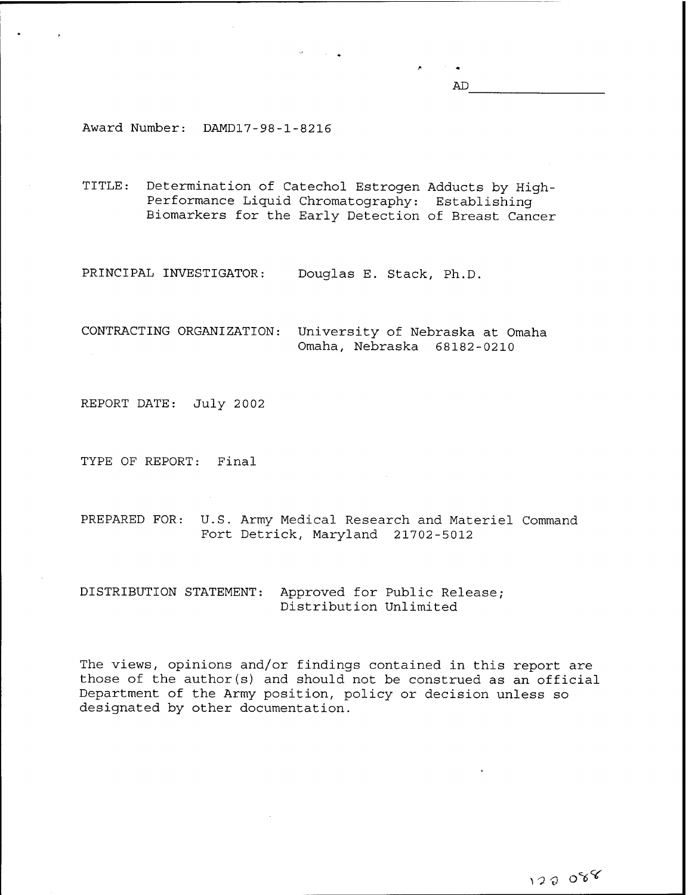AD_______________

Award Number: DAMD17-98-1-8216

TITLE: Determination of Catechol Estrogen Adducts by High-Performance Liquid Chromatography: Establishing Biomarkers for the Early Detection of Breast Cancer

PRINCIPAL INVESTIGATOR: Douglas E. Stack, Ph.D.

CONTRACTING ORGANIZATION: University of Nebraska at Omaha
Omaha, Nebraska 68182-0210

REPORT DATE: July 2002

TYPE OF REPORT: Final

PREPARED FOR: U.S. Army Medical Research and Materiel Command
Fort Detrick, Maryland 21702-5012

DISTRIBUTION STATEMENT: Approved for Public Release;
Distribution Unlimited

The views, opinions and/or findings contained in this report are those of the author(s) and should not be construed as an official Department of the Army position, policy or decision unless so designated by other documentation.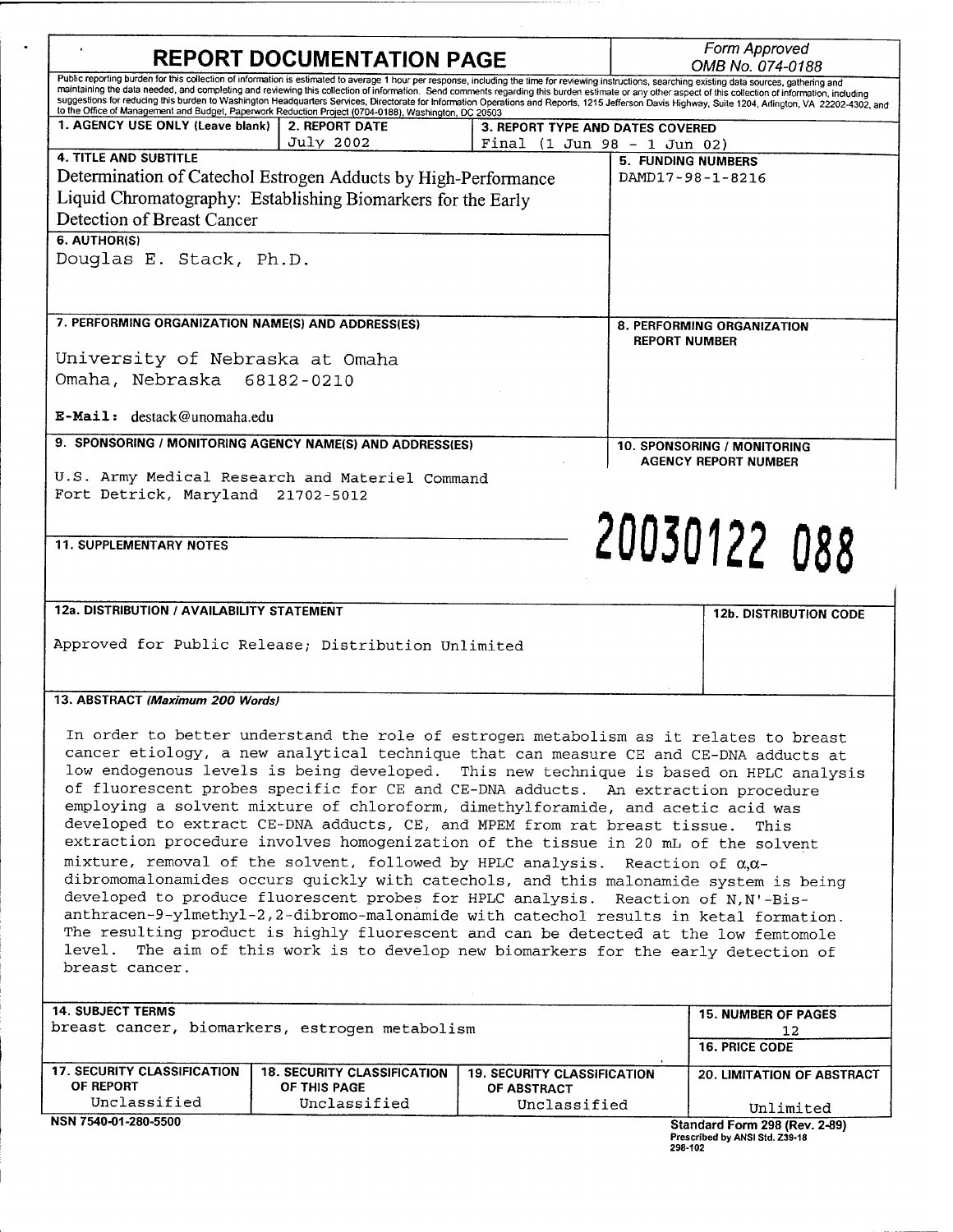# REPORT DOCUMENTATION PAGE

*Form Approved*
*OMB No. 074-0188*

Public reporting burden for this collection of information is estimated to average 1 hour per response, including the time for reviewing instructions, searching existing data sources, gathering and maintaining the data needed, and completing and reviewing this collection of information. Send comments regarding this burden estimate or any other aspect of this collection of information, including suggestions for reducing this burden to Washington Headquarters Services, Directorate for Information Operations and Reports, 1215 Jefferson Davis Highway, Suite 1204, Arlington, VA 22202-4302, and to the Office of Management and Budget, Paperwork Reduction Project (0704-0188), Washington, DC 20503

| 1. AGENCY USE ONLY (Leave blank) | 2. REPORT DATE | 3. REPORT TYPE AND DATES COVERED |
|---|---|---|
| | July 2002 | Final (1 Jun 98 - 1 Jun 02) |

**4. TITLE AND SUBTITLE**
Determination of Catechol Estrogen Adducts by High-Performance Liquid Chromatography: Establishing Biomarkers for the Early Detection of Breast Cancer

**5. FUNDING NUMBERS**
DAMD17-98-1-8216

**6. AUTHOR(S)**
Douglas E. Stack, Ph.D.

**7. PERFORMING ORGANIZATION NAME(S) AND ADDRESS(ES)**
University of Nebraska at Omaha
Omaha, Nebraska 68182-0210

**E-Mail:** destack@unomaha.edu

**8. PERFORMING ORGANIZATION REPORT NUMBER**

**9. SPONSORING / MONITORING AGENCY NAME(S) AND ADDRESS(ES)**
U.S. Army Medical Research and Materiel Command
Fort Detrick, Maryland 21702-5012

**10. SPONSORING / MONITORING AGENCY REPORT NUMBER**

20030122 088

**11. SUPPLEMENTARY NOTES**

**12a. DISTRIBUTION / AVAILABILITY STATEMENT**
Approved for Public Release; Distribution Unlimited

**12b. DISTRIBUTION CODE**

**13. ABSTRACT (Maximum 200 Words)**

In order to better understand the role of estrogen metabolism as it relates to breast cancer etiology, a new analytical technique that can measure CE and CE-DNA adducts at low endogenous levels is being developed. This new technique is based on HPLC analysis of fluorescent probes specific for CE and CE-DNA adducts. An extraction procedure employing a solvent mixture of chloroform, dimethylforamide, and acetic acid was developed to extract CE-DNA adducts, CE, and MPEM from rat breast tissue. This extraction procedure involves homogenization of the tissue in 20 mL of the solvent mixture, removal of the solvent, followed by HPLC analysis. Reaction of $\alpha,\alpha$-dibromomalonamides occurs quickly with catechols, and this malonamide system is being developed to produce fluorescent probes for HPLC analysis. Reaction of N,N'-Bis-anthracen-9-ylmethyl-2,2-dibromo-malonamide with catechol results in ketal formation. The resulting product is highly fluorescent and can be detected at the low femtomole level. The aim of this work is to develop new biomarkers for the early detection of breast cancer.

| 14. SUBJECT TERMS | 15. NUMBER OF PAGES |
|---|---|
| breast cancer, biomarkers, estrogen metabolism | 12 |
| | 16. PRICE CODE |

| 17. SECURITY CLASSIFICATION OF REPORT | 18. SECURITY CLASSIFICATION OF THIS PAGE | 19. SECURITY CLASSIFICATION OF ABSTRACT | 20. LIMITATION OF ABSTRACT |
|---|---|---|---|
| Unclassified | Unclassified | Unclassified | Unlimited |

NSN 7540-01-280-5500

Standard Form 298 (Rev. 2-89)
Prescribed by ANSI Std. Z39-18
298-102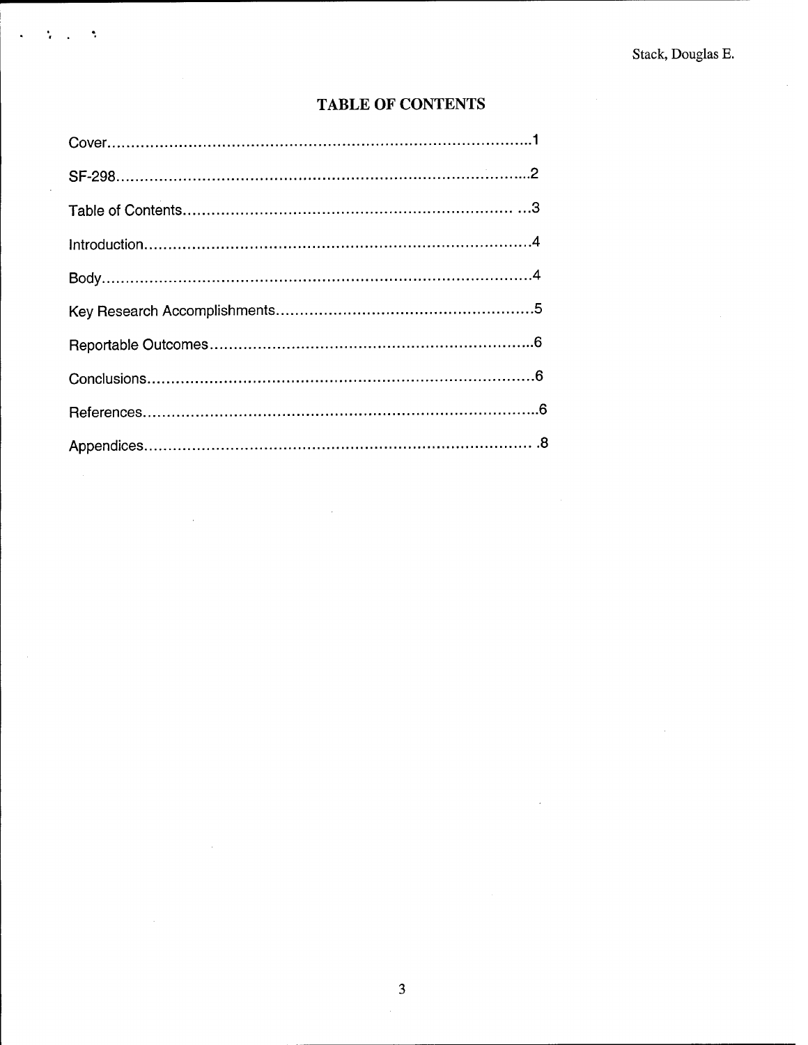# TABLE OF CONTENTS

Cover........................................................................................1

SF-298.......................................................................................2

Table of Contents.................................................................... ...3

Introduction...............................................................................4

Body.........................................................................................4

Key Research Accomplishments.....................................................5

Reportable Outcomes..................................................................6

Conclusions...............................................................................6

References.................................................................................6

Appendices............................................................................... .8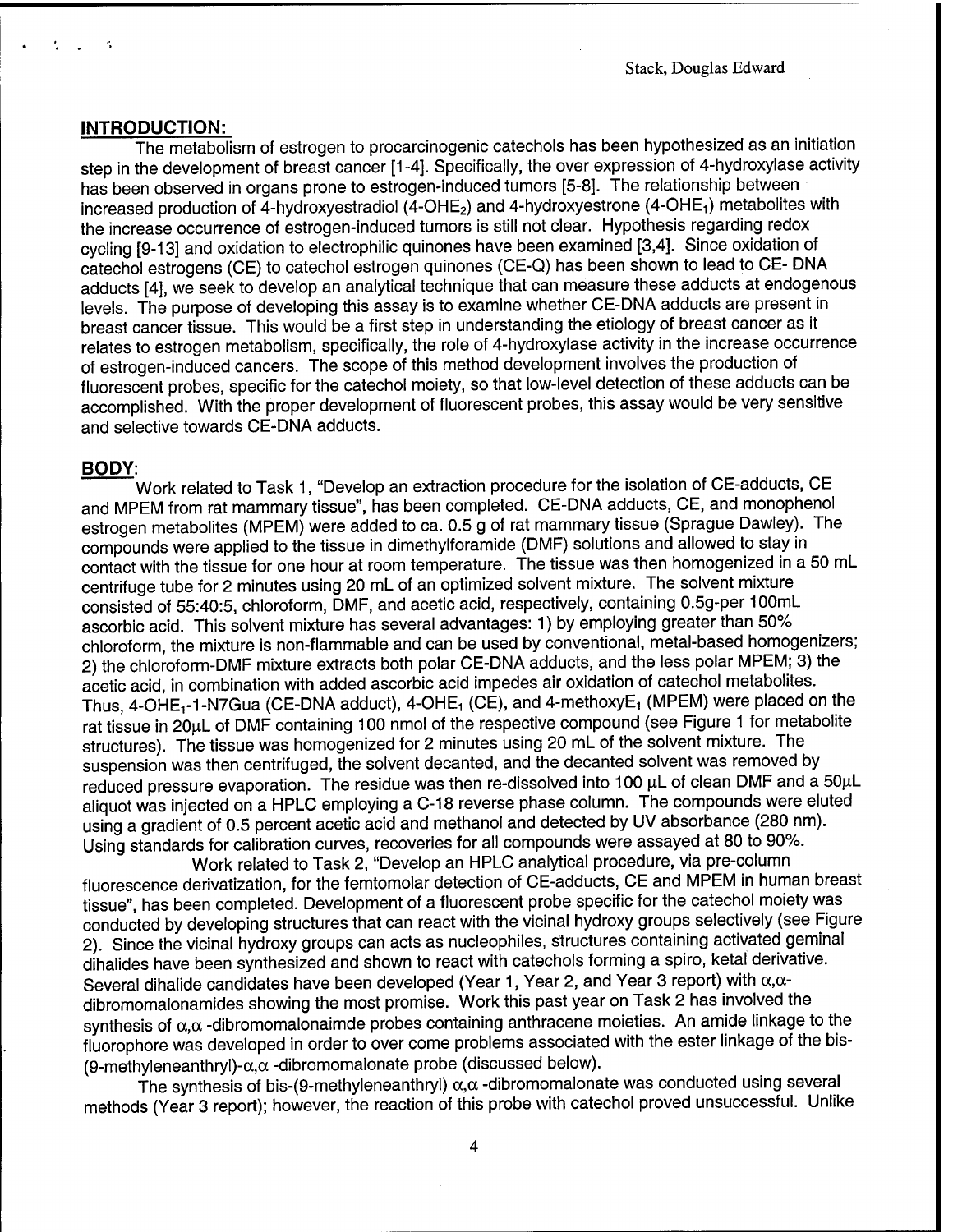## INTRODUCTION:

The metabolism of estrogen to procarcinogenic catechols has been hypothesized as an initiation step in the development of breast cancer [1-4]. Specifically, the over expression of 4-hydroxylase activity has been observed in organs prone to estrogen-induced tumors [5-8]. The relationship between increased production of 4-hydroxyestradiol (4-$OHE_2$) and 4-hydroxyestrone (4-$OHE_1$) metabolites with the increase occurrence of estrogen-induced tumors is still not clear. Hypothesis regarding redox cycling [9-13] and oxidation to electrophilic quinones have been examined [3,4]. Since oxidation of catechol estrogens (CE) to catechol estrogen quinones (CE-Q) has been shown to lead to CE- DNA adducts [4], we seek to develop an analytical technique that can measure these adducts at endogenous levels. The purpose of developing this assay is to examine whether CE-DNA adducts are present in breast cancer tissue. This would be a first step in understanding the etiology of breast cancer as it relates to estrogen metabolism, specifically, the role of 4-hydroxylase activity in the increase occurrence of estrogen-induced cancers. The scope of this method development involves the production of fluorescent probes, specific for the catechol moiety, so that low-level detection of these adducts can be accomplished. With the proper development of fluorescent probes, this assay would be very sensitive and selective towards CE-DNA adducts.

## BODY:

Work related to Task 1, "Develop an extraction procedure for the isolation of CE-adducts, CE and MPEM from rat mammary tissue", has been completed. CE-DNA adducts, CE, and monophenol estrogen metabolites (MPEM) were added to ca. 0.5 g of rat mammary tissue (Sprague Dawley). The compounds were applied to the tissue in dimethylforamide (DMF) solutions and allowed to stay in contact with the tissue for one hour at room temperature. The tissue was then homogenized in a 50 mL centrifuge tube for 2 minutes using 20 mL of an optimized solvent mixture. The solvent mixture consisted of 55:40:5, chloroform, DMF, and acetic acid, respectively, containing 0.5g-per 100mL ascorbic acid. This solvent mixture has several advantages: 1) by employing greater than 50% chloroform, the mixture is non-flammable and can be used by conventional, metal-based homogenizers; 2) the chloroform-DMF mixture extracts both polar CE-DNA adducts, and the less polar MPEM; 3) the acetic acid, in combination with added ascorbic acid impedes air oxidation of catechol metabolites. Thus, 4-$OHE_1$-1-N7Gua (CE-DNA adduct), 4-$OHE_1$ (CE), and 4-methoxy$E_1$ (MPEM) were placed on the rat tissue in 20μL of DMF containing 100 nmol of the respective compound (see Figure 1 for metabolite structures). The tissue was homogenized for 2 minutes using 20 mL of the solvent mixture. The suspension was then centrifuged, the solvent decanted, and the decanted solvent was removed by reduced pressure evaporation. The residue was then re-dissolved into 100 μL of clean DMF and a 50μL aliquot was injected on a HPLC employing a C-18 reverse phase column. The compounds were eluted using a gradient of 0.5 percent acetic acid and methanol and detected by UV absorbance (280 nm). Using standards for calibration curves, recoveries for all compounds were assayed at 80 to 90%.

Work related to Task 2, "Develop an HPLC analytical procedure, via pre-column fluorescence derivatization, for the femtomolar detection of CE-adducts, CE and MPEM in human breast tissue", has been completed. Development of a fluorescent probe specific for the catechol moiety was conducted by developing structures that can react with the vicinal hydroxy groups selectively (see Figure 2). Since the vicinal hydroxy groups can acts as nucleophiles, structures containing activated geminal dihalides have been synthesized and shown to react with catechols forming a spiro, ketal derivative. Several dihalide candidates have been developed (Year 1, Year 2, and Year 3 report) with α,α-dibromomalonamides showing the most promise. Work this past year on Task 2 has involved the synthesis of α,α -dibromomalonaimde probes containing anthracene moieties. An amide linkage to the fluorophore was developed in order to over come problems associated with the ester linkage of the bis-(9-methyleneanthryl)-α,α -dibromomalonate probe (discussed below).

The synthesis of bis-(9-methyleneanthryl) α,α -dibromomalonate was conducted using several methods (Year 3 report); however, the reaction of this probe with catechol proved unsuccessful. Unlike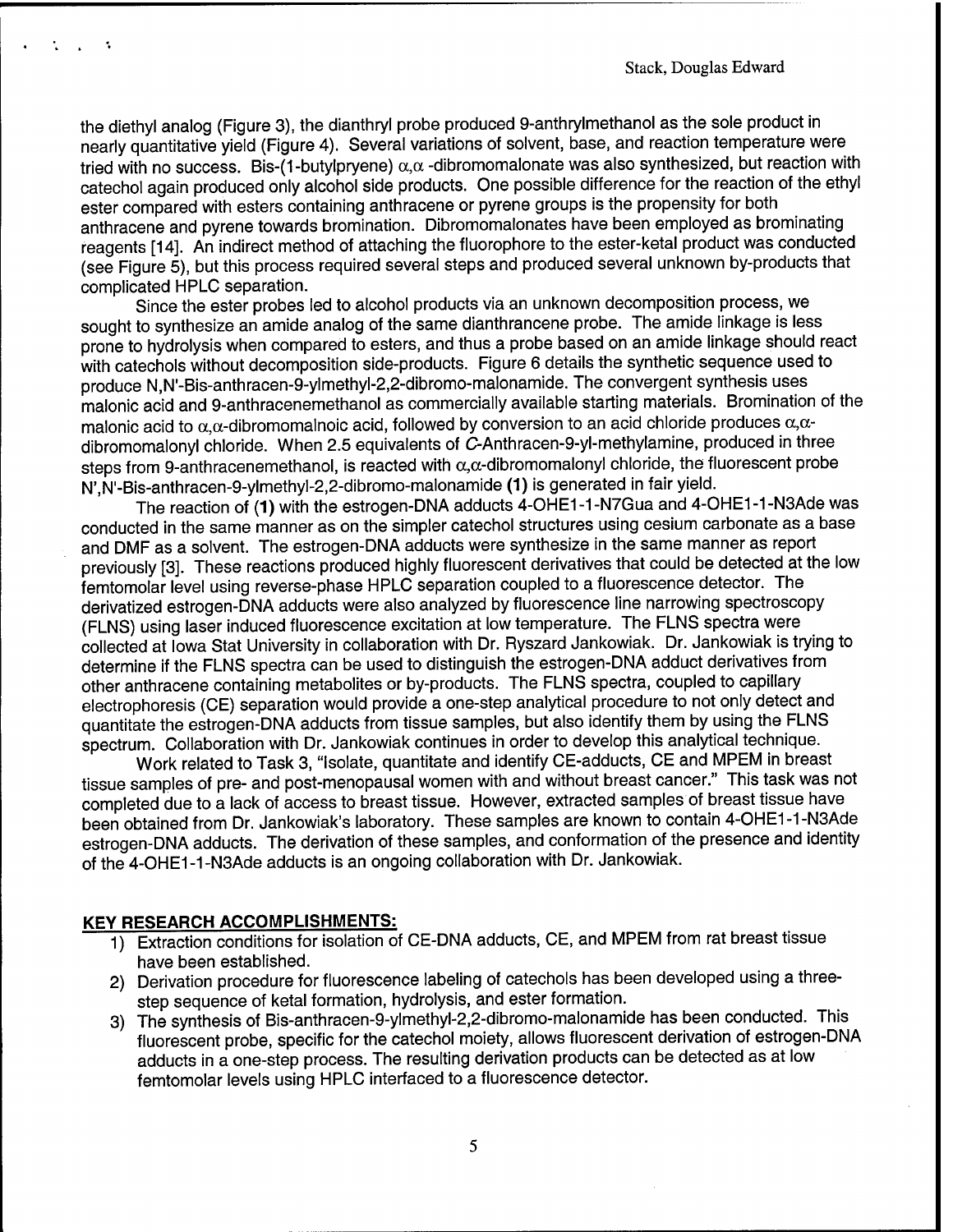the diethyl analog (Figure 3), the dianthryl probe produced 9-anthrylmethanol as the sole product in nearly quantitative yield (Figure 4). Several variations of solvent, base, and reaction temperature were tried with no success. Bis-(1-butylpryene) $\alpha,\alpha$ -dibromomalonate was also synthesized, but reaction with catechol again produced only alcohol side products. One possible difference for the reaction of the ethyl ester compared with esters containing anthracene or pyrene groups is the propensity for both anthracene and pyrene towards bromination. Dibromomalonates have been employed as brominating reagents [14]. An indirect method of attaching the fluorophore to the ester-ketal product was conducted (see Figure 5), but this process required several steps and produced several unknown by-products that complicated HPLC separation.

Since the ester probes led to alcohol products via an unknown decomposition process, we sought to synthesize an amide analog of the same dianthrancene probe. The amide linkage is less prone to hydrolysis when compared to esters, and thus a probe based on an amide linkage should react with catechols without decomposition side-products. Figure 6 details the synthetic sequence used to produce N,N'-Bis-anthracen-9-ylmethyl-2,2-dibromo-malonamide. The convergent synthesis uses malonic acid and 9-anthracenemethanol as commercially available starting materials. Bromination of the malonic acid to $\alpha,\alpha$-dibromomalnoic acid, followed by conversion to an acid chloride produces $\alpha,\alpha$-dibromomalonyl chloride. When 2.5 equivalents of *C*-Anthracen-9-yl-methylamine, produced in three steps from 9-anthracenemethanol, is reacted with $\alpha,\alpha$-dibromomalonyl chloride, the fluorescent probe N',N'-Bis-anthracen-9-ylmethyl-2,2-dibromo-malonamide **(1)** is generated in fair yield.

The reaction of **(1)** with the estrogen-DNA adducts 4-OHE1-1-N7Gua and 4-OHE1-1-N3Ade was conducted in the same manner as on the simpler catechol structures using cesium carbonate as a base and DMF as a solvent. The estrogen-DNA adducts were synthesize in the same manner as report previously [3]. These reactions produced highly fluorescent derivatives that could be detected at the low femtomolar level using reverse-phase HPLC separation coupled to a fluorescence detector. The derivatized estrogen-DNA adducts were also analyzed by fluorescence line narrowing spectroscopy (FLNS) using laser induced fluorescence excitation at low temperature. The FLNS spectra were collected at Iowa Stat University in collaboration with Dr. Ryszard Jankowiak. Dr. Jankowiak is trying to determine if the FLNS spectra can be used to distinguish the estrogen-DNA adduct derivatives from other anthracene containing metabolites or by-products. The FLNS spectra, coupled to capillary electrophoresis (CE) separation would provide a one-step analytical procedure to not only detect and quantitate the estrogen-DNA adducts from tissue samples, but also identify them by using the FLNS spectrum. Collaboration with Dr. Jankowiak continues in order to develop this analytical technique.

Work related to Task 3, "Isolate, quantitate and identify CE-adducts, CE and MPEM in breast tissue samples of pre- and post-menopausal women with and without breast cancer." This task was not completed due to a lack of access to breast tissue. However, extracted samples of breast tissue have been obtained from Dr. Jankowiak's laboratory. These samples are known to contain 4-OHE1-1-N3Ade estrogen-DNA adducts. The derivation of these samples, and conformation of the presence and identity of the 4-OHE1-1-N3Ade adducts is an ongoing collaboration with Dr. Jankowiak.

## KEY RESEARCH ACCOMPLISHMENTS:

1) Extraction conditions for isolation of CE-DNA adducts, CE, and MPEM from rat breast tissue have been established.
2) Derivation procedure for fluorescence labeling of catechols has been developed using a three-step sequence of ketal formation, hydrolysis, and ester formation.
3) The synthesis of Bis-anthracen-9-ylmethyl-2,2-dibromo-malonamide has been conducted. This fluorescent probe, specific for the catechol moiety, allows fluorescent derivation of estrogen-DNA adducts in a one-step process. The resulting derivation products can be detected as at low femtomolar levels using HPLC interfaced to a fluorescence detector.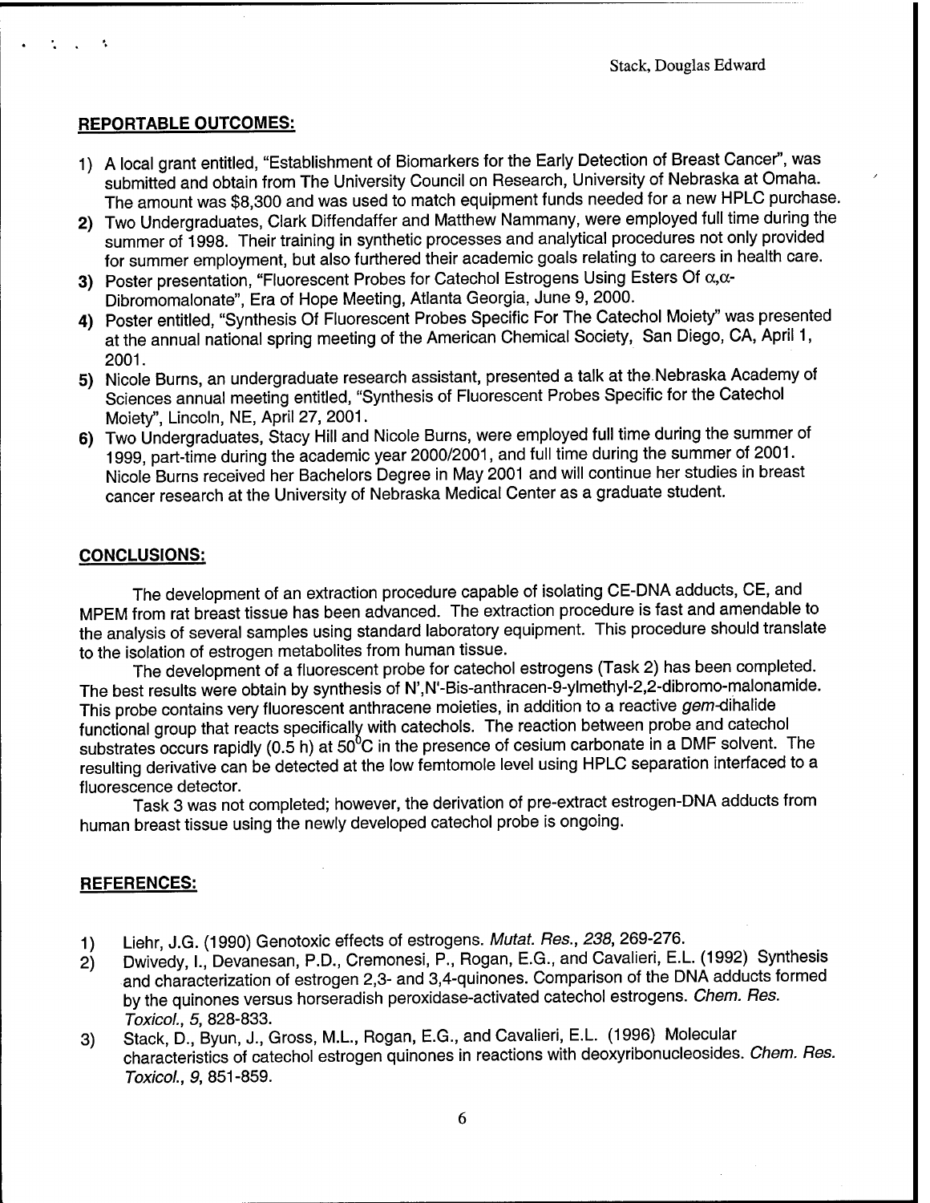## REPORTABLE OUTCOMES:

1) A local grant entitled, "Establishment of Biomarkers for the Early Detection of Breast Cancer", was submitted and obtain from The University Council on Research, University of Nebraska at Omaha. The amount was $8,300 and was used to match equipment funds needed for a new HPLC purchase.
2) Two Undergraduates, Clark Diffendaffer and Matthew Nammany, were employed full time during the summer of 1998. Their training in synthetic processes and analytical procedures not only provided for summer employment, but also furthered their academic goals relating to careers in health care.
3) Poster presentation, "Fluorescent Probes for Catechol Estrogens Using Esters Of $\alpha,\alpha$-Dibromomalonate", Era of Hope Meeting, Atlanta Georgia, June 9, 2000.
4) Poster entitled, "Synthesis Of Fluorescent Probes Specific For The Catechol Moiety" was presented at the annual national spring meeting of the American Chemical Society, San Diego, CA, April 1, 2001.
5) Nicole Burns, an undergraduate research assistant, presented a talk at the Nebraska Academy of Sciences annual meeting entitled, "Synthesis of Fluorescent Probes Specific for the Catechol Moiety", Lincoln, NE, April 27, 2001.
6) Two Undergraduates, Stacy Hill and Nicole Burns, were employed full time during the summer of 1999, part-time during the academic year 2000/2001, and full time during the summer of 2001. Nicole Burns received her Bachelors Degree in May 2001 and will continue her studies in breast cancer research at the University of Nebraska Medical Center as a graduate student.

## CONCLUSIONS:

The development of an extraction procedure capable of isolating CE-DNA adducts, CE, and MPEM from rat breast tissue has been advanced. The extraction procedure is fast and amendable to the analysis of several samples using standard laboratory equipment. This procedure should translate to the isolation of estrogen metabolites from human tissue.

The development of a fluorescent probe for catechol estrogens (Task 2) has been completed. The best results were obtain by synthesis of N',N'-Bis-anthracen-9-ylmethyl-2,2-dibromo-malonamide. This probe contains very fluorescent anthracene moieties, in addition to a reactive *gem*-dihalide functional group that reacts specifically with catechols. The reaction between probe and catechol substrates occurs rapidly (0.5 h) at 50$^0$C in the presence of cesium carbonate in a DMF solvent. The resulting derivative can be detected at the low femtomole level using HPLC separation interfaced to a fluorescence detector.

Task 3 was not completed; however, the derivation of pre-extract estrogen-DNA adducts from human breast tissue using the newly developed catechol probe is ongoing.

## REFERENCES:

1) Liehr, J.G. (1990) Genotoxic effects of estrogens. *Mutat. Res.*, *238*, 269-276.
2) Dwivedy, I., Devanesan, P.D., Cremonesi, P., Rogan, E.G., and Cavalieri, E.L. (1992) Synthesis and characterization of estrogen 2,3- and 3,4-quinones. Comparison of the DNA adducts formed by the quinones versus horseradish peroxidase-activated catechol estrogens. *Chem. Res. Toxicol.*, *5*, 828-833.
3) Stack, D., Byun, J., Gross, M.L., Rogan, E.G., and Cavalieri, E.L. (1996) Molecular characteristics of catechol estrogen quinones in reactions with deoxyribonucleosides. *Chem. Res. Toxicol.*, *9*, 851-859.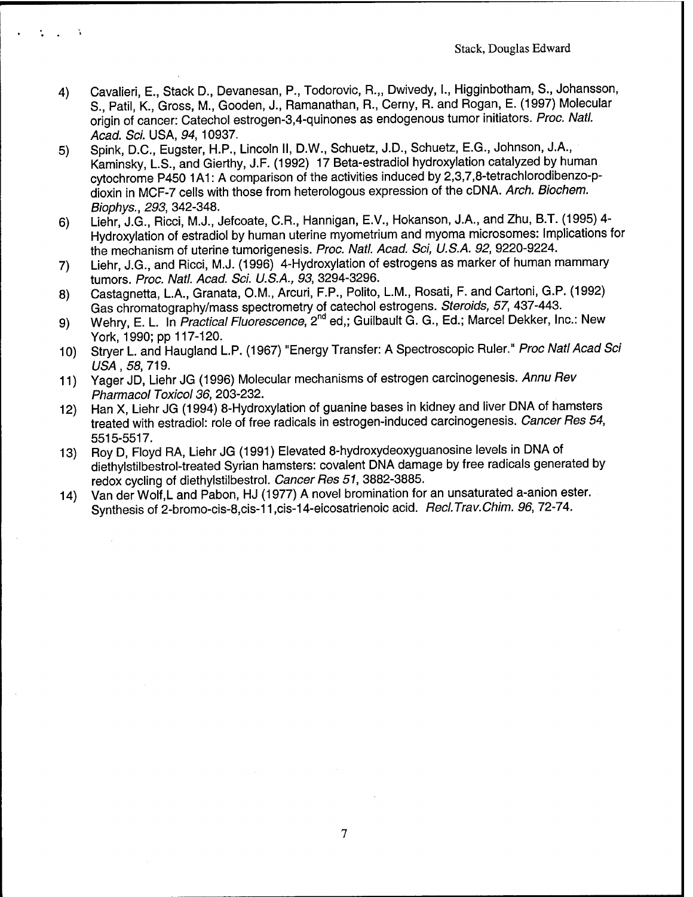4) Cavalieri, E., Stack D., Devanesan, P., Todorovic, R.,, Dwivedy, I., Higginbotham, S., Johansson, S., Patil, K., Gross, M., Gooden, J., Ramanathan, R., Cerny, R. and Rogan, E. (1997) Molecular origin of cancer: Catechol estrogen-3,4-quinones as endogenous tumor initiators. *Proc. Natl. Acad. Sci.* USA, *94*, 10937.

5) Spink, D.C., Eugster, H.P., Lincoln II, D.W., Schuetz, J.D., Schuetz, E.G., Johnson, J.A., Kaminsky, L.S., and Gierthy, J.F. (1992) 17 Beta-estradiol hydroxylation catalyzed by human cytochrome P450 1A1: A comparison of the activities induced by 2,3,7,8-tetrachlorodibenzo-p-dioxin in MCF-7 cells with those from heterologous expression of the cDNA. *Arch. Biochem. Biophys.*, *293*, 342-348.

6) Liehr, J.G., Ricci, M.J., Jefcoate, C.R., Hannigan, E.V., Hokanson, J.A., and Zhu, B.T. (1995) 4-Hydroxylation of estradiol by human uterine myometrium and myoma microsomes: Implications for the mechanism of uterine tumorigenesis. *Proc. Natl. Acad. Sci, U.S.A. 92*, 9220-9224.

7) Liehr, J.G., and Ricci, M.J. (1996) 4-Hydroxylation of estrogens as marker of human mammary tumors. *Proc. Natl. Acad. Sci. U.S.A., 93*, 3294-3296.

8) Castagnetta, L.A., Granata, O.M., Arcuri, F.P., Polito, L.M., Rosati, F. and Cartoni, G.P. (1992) Gas chromatography/mass spectrometry of catechol estrogens. *Steroids, 57*, 437-443.

9) Wehry, E. L. In *Practical Fluorescence*, 2nd ed,; Guilbault G. G., Ed.; Marcel Dekker, Inc.: New York, 1990; pp 117-120.

10) Stryer L. and Haugland L.P. (1967) "Energy Transfer: A Spectroscopic Ruler." *Proc Natl Acad Sci USA* , *58*, 719.

11) Yager JD, Liehr JG (1996) Molecular mechanisms of estrogen carcinogenesis. *Annu Rev Pharmacol Toxicol 36*, 203-232.

12) Han X, Liehr JG (1994) 8-Hydroxylation of guanine bases in kidney and liver DNA of hamsters treated with estradiol: role of free radicals in estrogen-induced carcinogenesis. *Cancer Res 54*, 5515-5517.

13) Roy D, Floyd RA, Liehr JG (1991) Elevated 8-hydroxydeoxyguanosine levels in DNA of diethylstilbestrol-treated Syrian hamsters: covalent DNA damage by free radicals generated by redox cycling of diethylstilbestrol. *Cancer Res 51*, 3882-3885.

14) Van der Wolf,L and Pabon, HJ (1977) A novel bromination for an unsaturated a-anion ester. Synthesis of 2-bromo-cis-8,cis-11,cis-14-eicosatrienoic acid. *Recl.Trav.Chim. 96*, 72-74.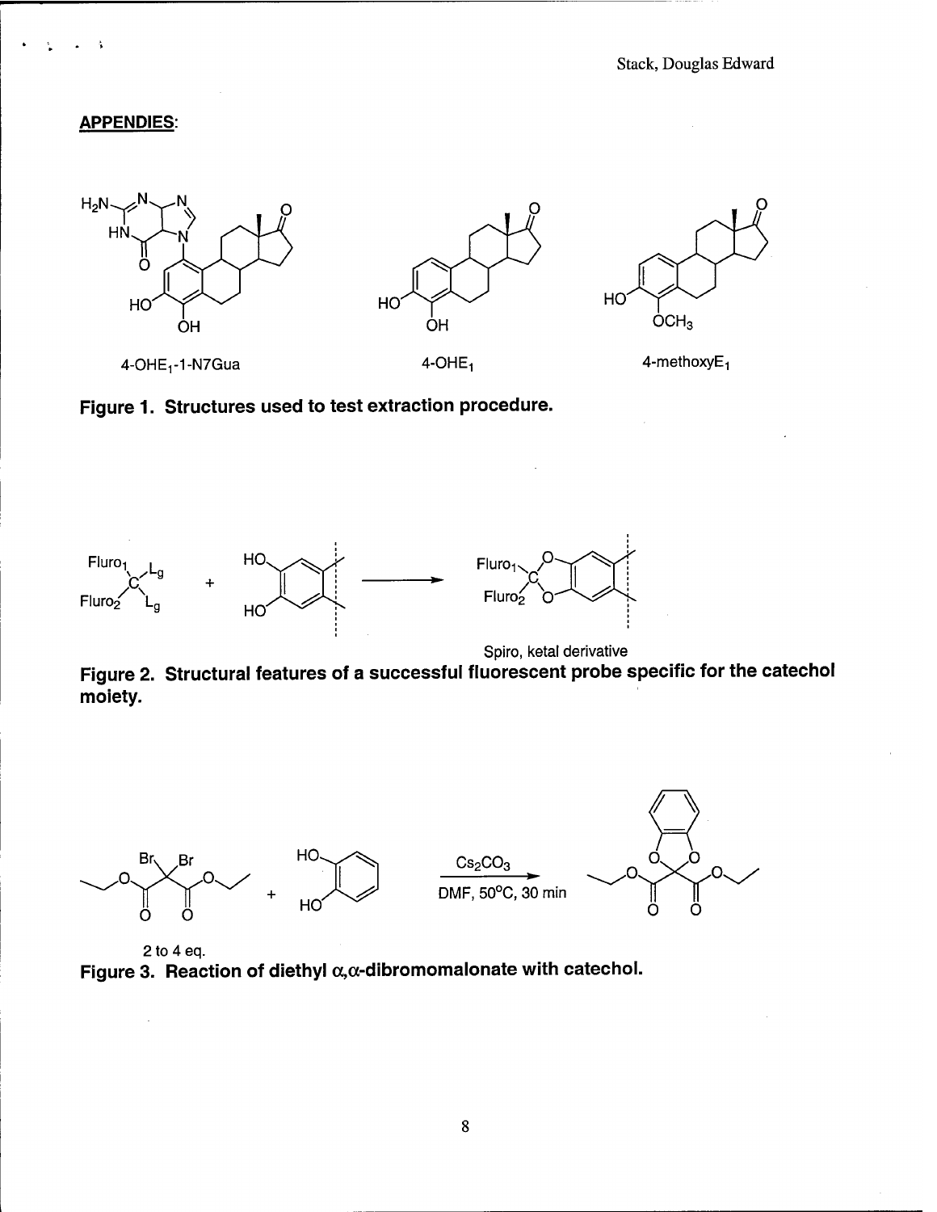**APPENDIES**:

4-OHE$_1$-1-N7Gua

4-OHE$_1$

4-methoxyE$_1$

**Figure 1. Structures used to test extraction procedure.**

Spiro, ketal derivative

**Figure 2. Structural features of a successful fluorescent probe specific for the catechol moiety.**

$Cs_2CO_3$

DMF, 50°C, 30 min

2 to 4 eq.

**Figure 3. Reaction of diethyl α,α-dibromomalonate with catechol.**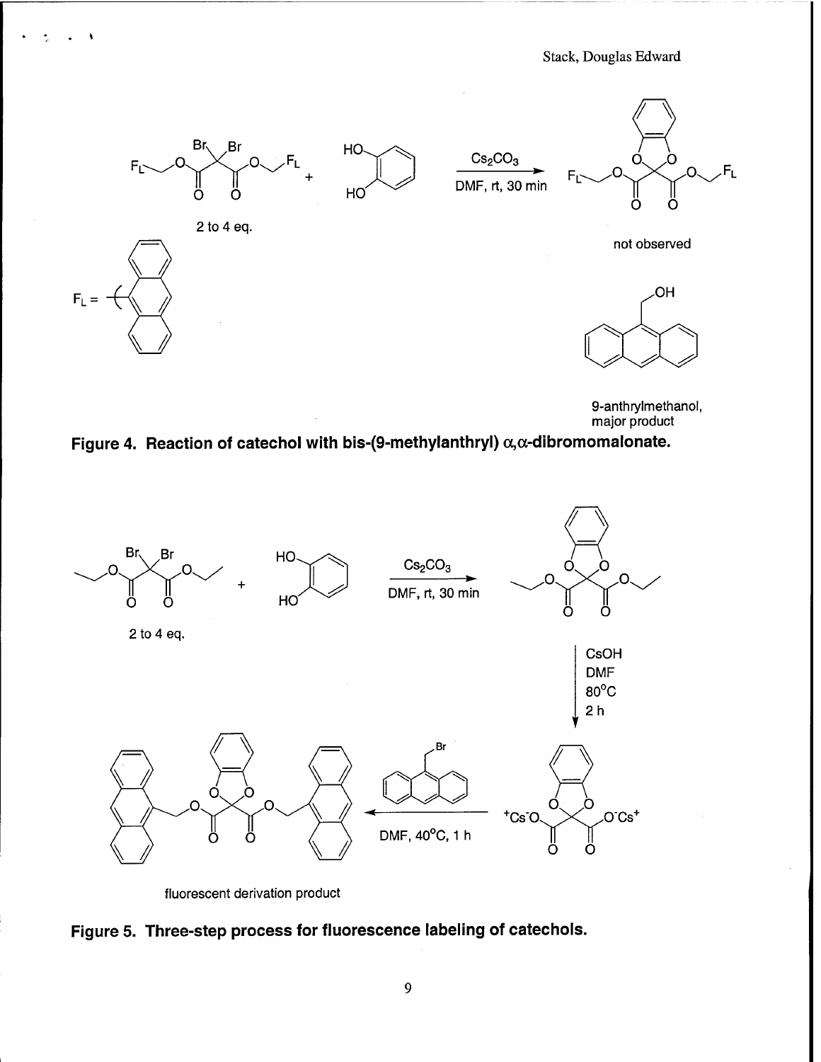**Figure 4. Reaction of catechol with bis-(9-methylanthryl) α,α-dibromomalonate.**

**Figure 5. Three-step process for fluorescence labeling of catechols.**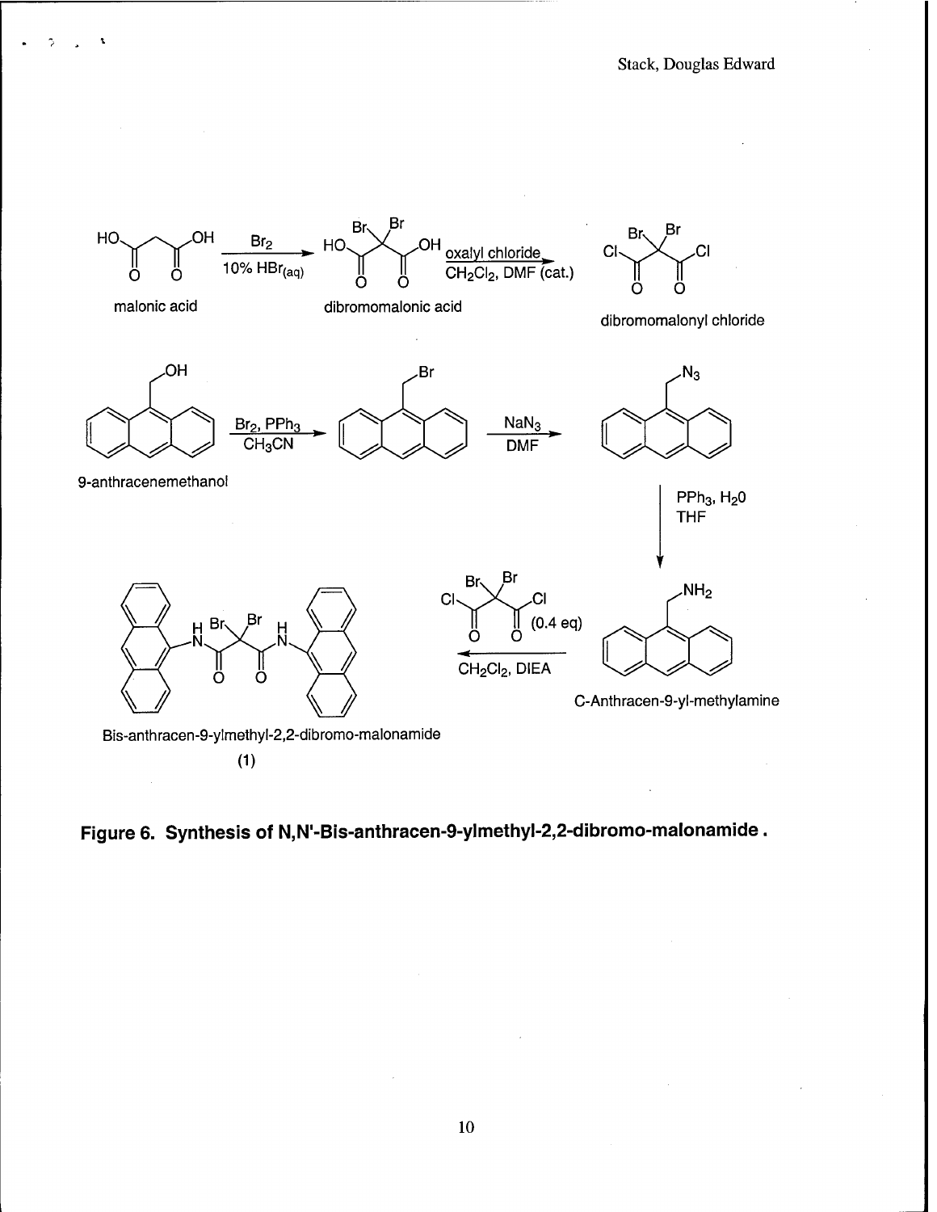malonic acid

$Br_2$, 10% $HBr_{(aq)}$

dibromomalonic acid

oxalyl chloride, $CH_2Cl_2$, DMF (cat.)

dibromomalonyl chloride

9-anthracenemethanol

$Br_2$, $PPh_3$, $CH_3CN$

$NaN_3$, DMF

$PPh_3$, $H_2O$, THF

C-Anthracen-9-yl-methylamine

(0.4 eq)

$CH_2Cl_2$, DIEA

Bis-anthracen-9-ylmethyl-2,2-dibromo-malonamide (1)

**Figure 6. Synthesis of N,N'-Bis-anthracen-9-ylmethyl-2,2-dibromo-malonamide.**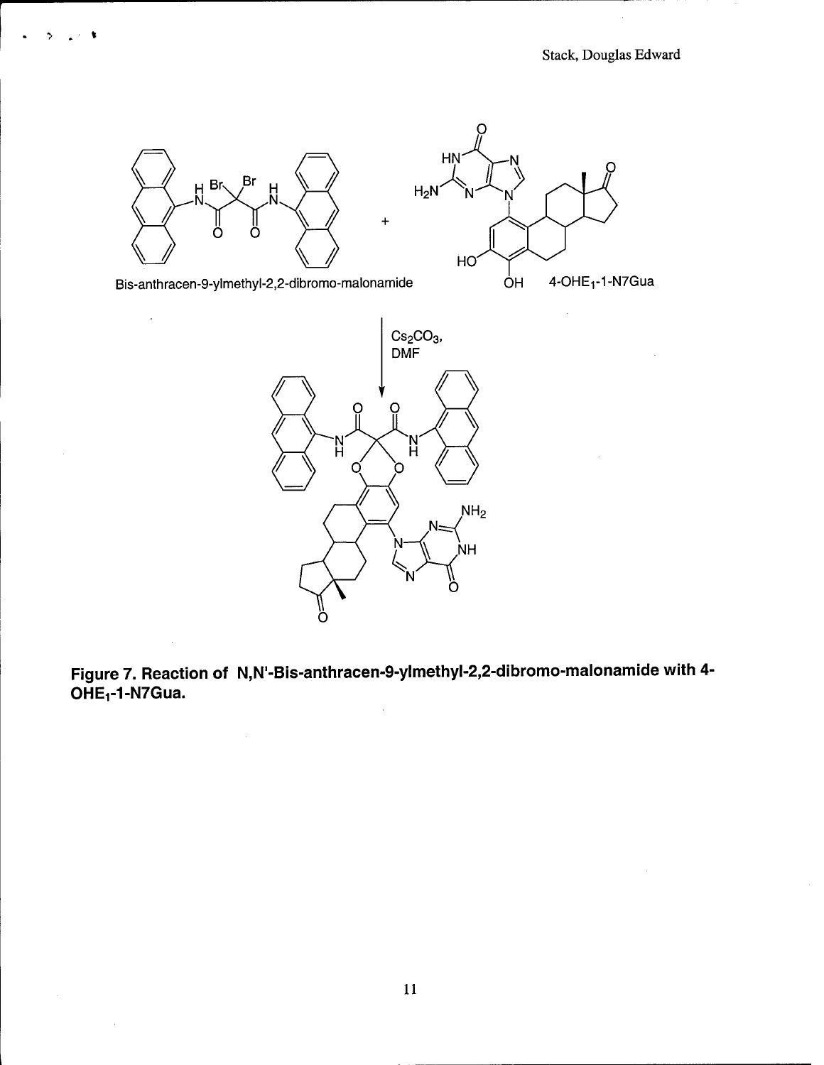Bis-anthracen-9-ylmethyl-2,2-dibromo-malonamide

$Cs_2CO_3$, DMF

4-$OHE_1$-1-N7Gua

**Figure 7. Reaction of N,N'-Bis-anthracen-9-ylmethyl-2,2-dibromo-malonamide with 4-$OHE_1$-1-N7Gua.**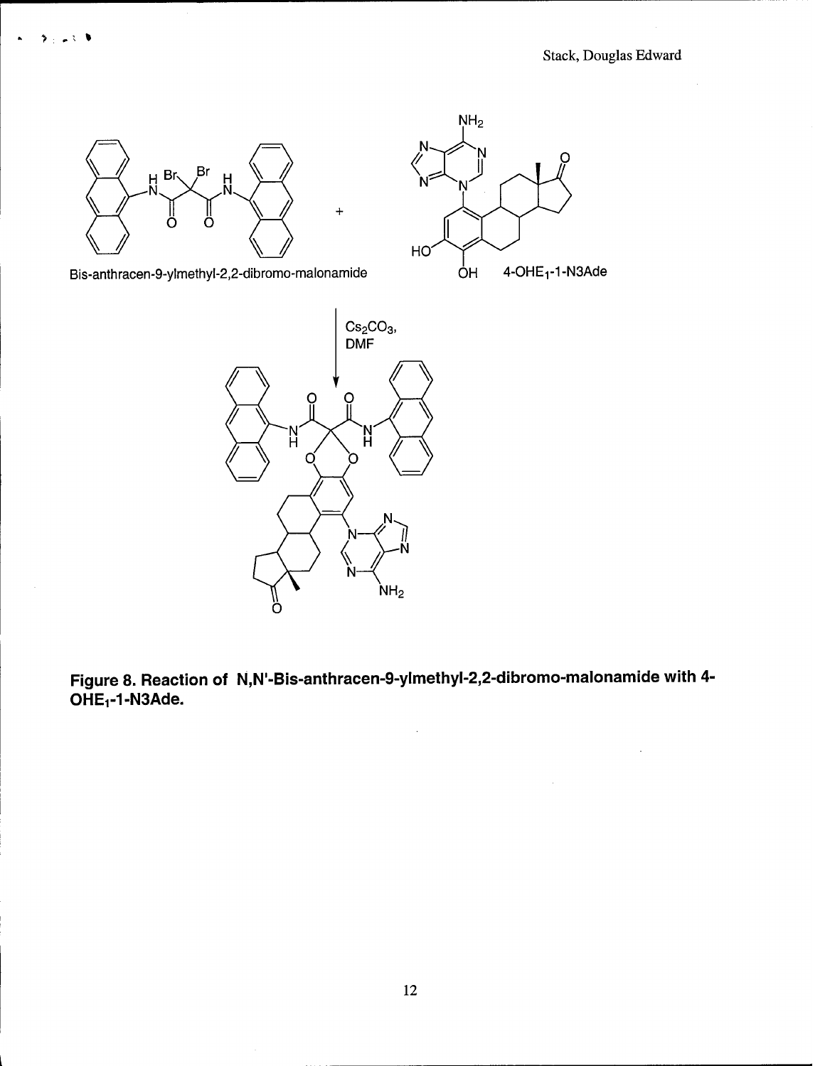Bis-anthracen-9-ylmethyl-2,2-dibromo-malonamide

4-OHE$_1$-1-N3Ade

$Cs_2CO_3$,
DMF

**Figure 8. Reaction of N,N'-Bis-anthracen-9-ylmethyl-2,2-dibromo-malonamide with 4-OHE$_1$-1-N3Ade.**